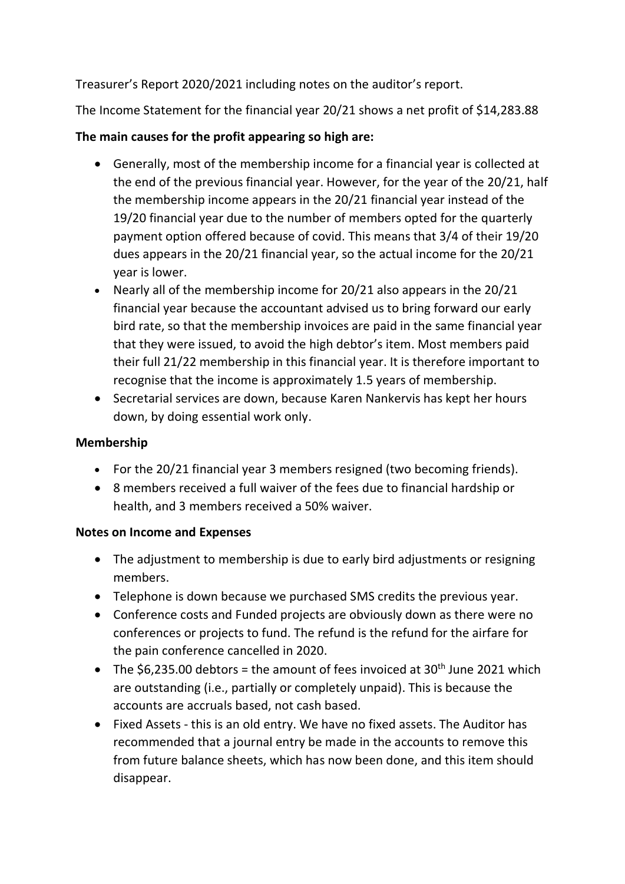Treasurer's Report 2020/2021 including notes on the auditor's report.

The Income Statement for the financial year 20/21 shows a net profit of $14,283.88

**The main causes for the profit appearing so high are:**

- Generally, most of the membership income for a financial year is collected at the end of the previous financial year. However, for the year of the 20/21, half the membership income appears in the 20/21 financial year instead of the 19/20 financial year due to the number of members opted for the quarterly payment option offered because of covid. This means that 3/4 of their 19/20 dues appears in the 20/21 financial year, so the actual income for the 20/21 year is lower.
- Nearly all of the membership income for 20/21 also appears in the 20/21 financial year because the accountant advised us to bring forward our early bird rate, so that the membership invoices are paid in the same financial year that they were issued, to avoid the high debtor's item. Most members paid their full 21/22 membership in this financial year. It is therefore important to recognise that the income is approximately 1.5 years of membership.
- Secretarial services are down, because Karen Nankervis has kept her hours down, by doing essential work only.

**Membership**

- For the 20/21 financial year 3 members resigned (two becoming friends).
- 8 members received a full waiver of the fees due to financial hardship or health, and 3 members received a 50% waiver.

**Notes on Income and Expenses**

- The adjustment to membership is due to early bird adjustments or resigning members.
- Telephone is down because we purchased SMS credits the previous year.
- Conference costs and Funded projects are obviously down as there were no conferences or projects to fund. The refund is the refund for the airfare for the pain conference cancelled in 2020.
- The $6,235.00 debtors = the amount of fees invoiced at 30th June 2021 which are outstanding (i.e., partially or completely unpaid). This is because the accounts are accruals based, not cash based.
- Fixed Assets - this is an old entry. We have no fixed assets. The Auditor has recommended that a journal entry be made in the accounts to remove this from future balance sheets, which has now been done, and this item should disappear.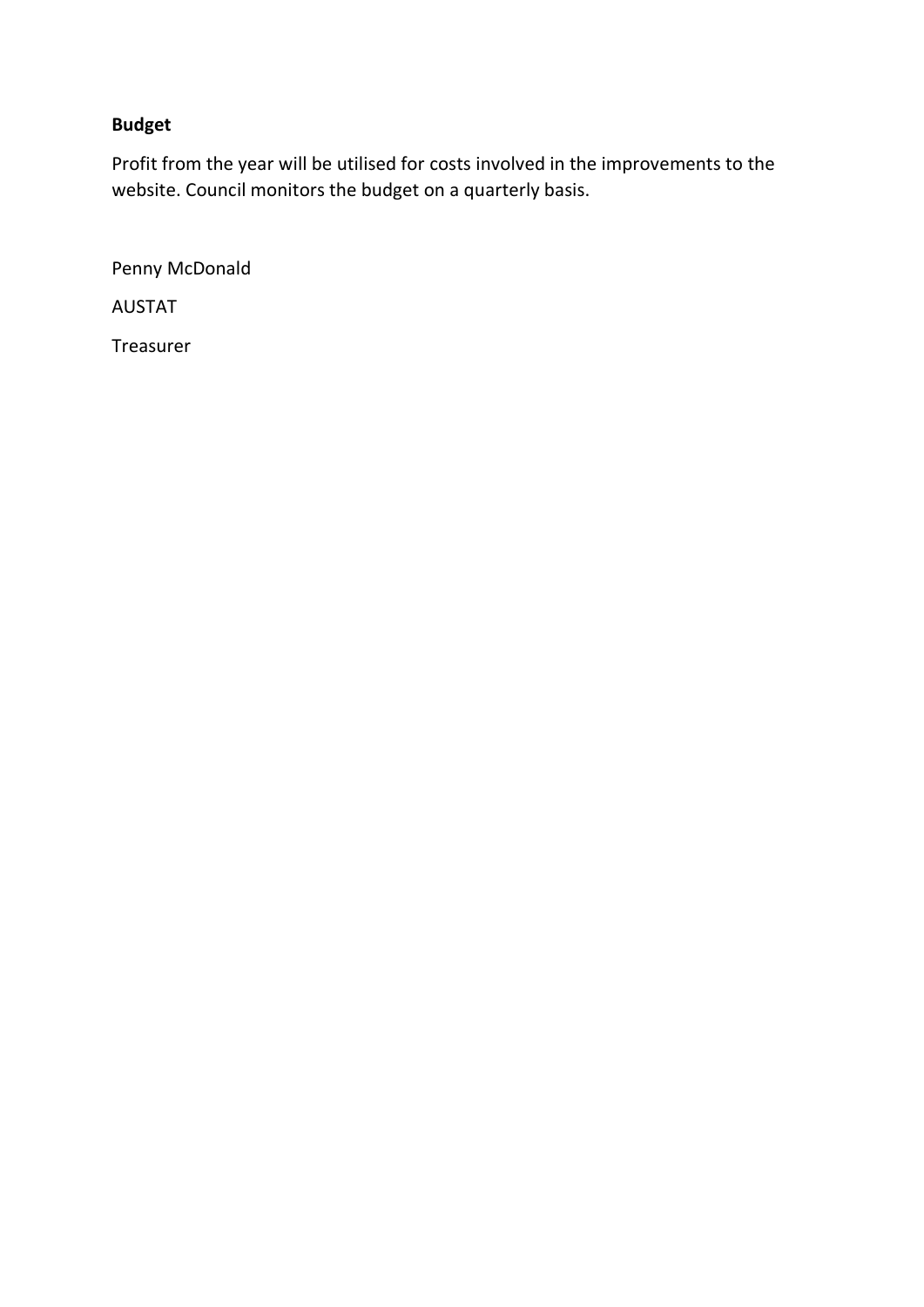**Budget**

Profit from the year will be utilised for costs involved in the improvements to the website. Council monitors the budget on a quarterly basis.

Penny McDonald

AUSTAT

Treasurer